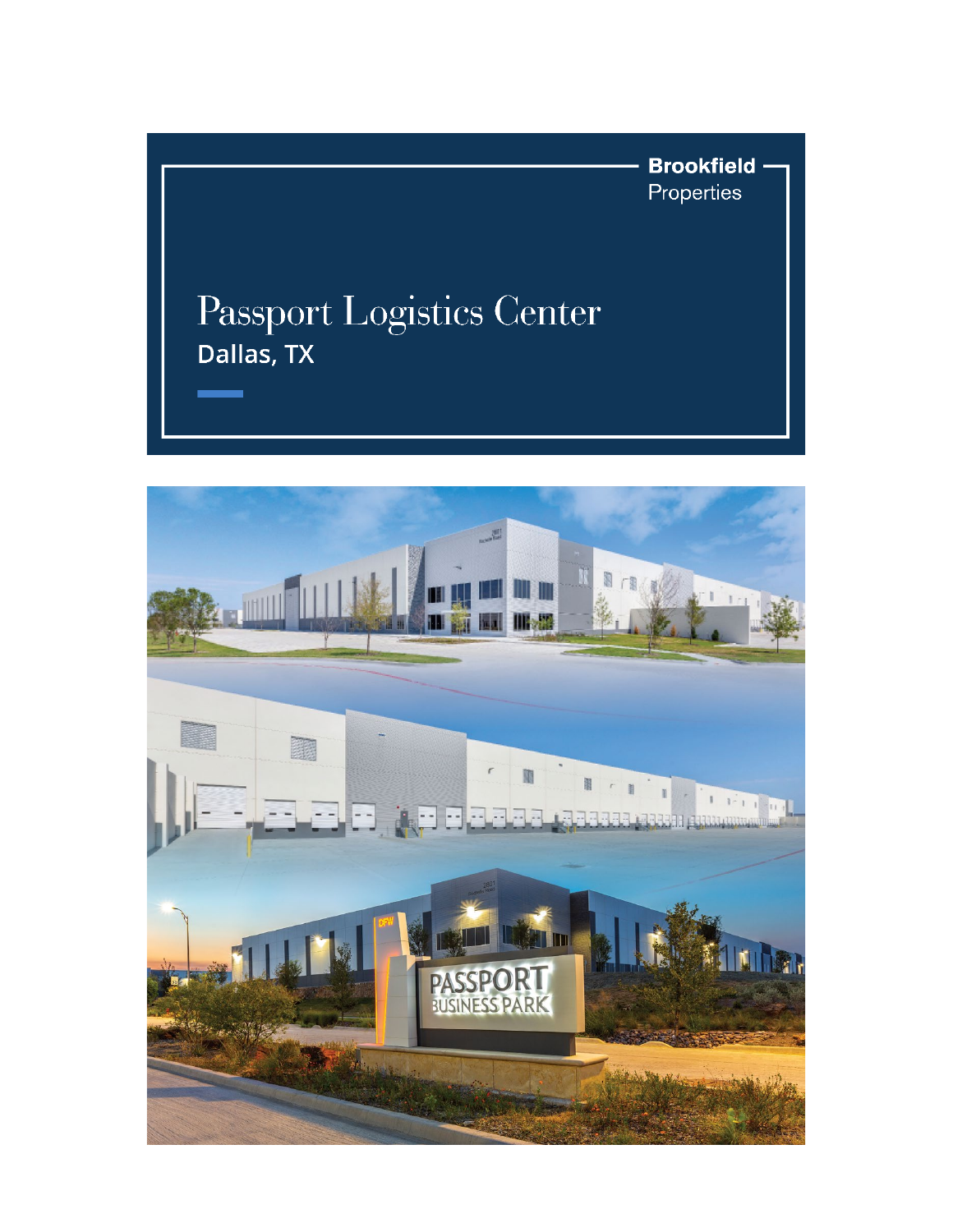**Brookfield** Properties

# Passport Logistics Center

## Dallas, TX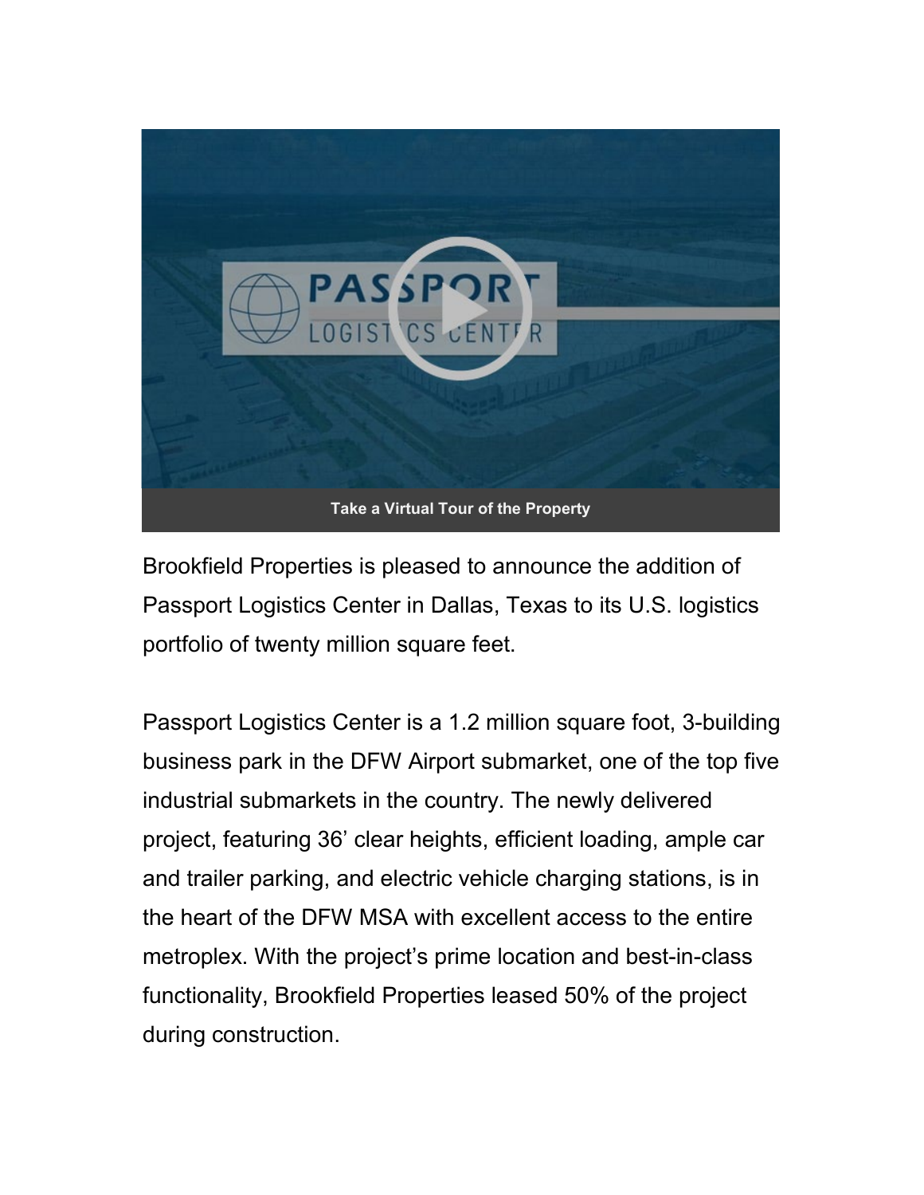Take a Virtual Tour of the Property

Brookfield Properties is pleased to announce the addition of Passport Logistics Center in Dallas, Texas to its U.S. logistics portfolio of twenty million square feet.

Passport Logistics Center is a 1.2 million square foot, 3-building business park in the DFW Airport submarket, one of the top five industrial submarkets in the country. The newly delivered project, featuring 36' clear heights, efficient loading, ample car and trailer parking, and electric vehicle charging stations, is in the heart of the DFW MSA with excellent access to the entire metroplex. With the project's prime location and best-in-class functionality, Brookfield Properties leased 50% of the project during construction.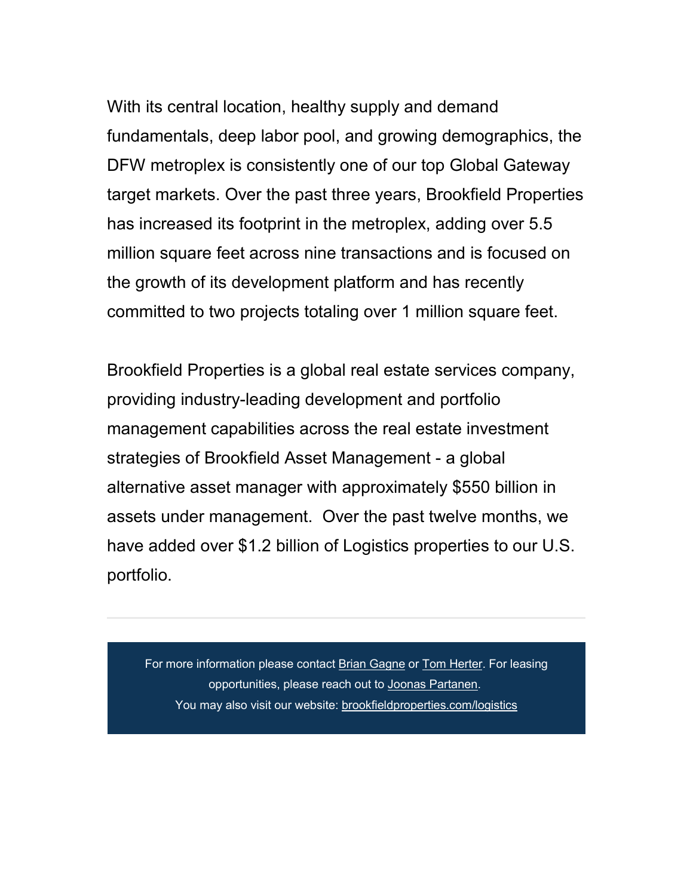With its central location, healthy supply and demand fundamentals, deep labor pool, and growing demographics, the DFW metroplex is consistently one of our top Global Gateway target markets. Over the past three years, Brookfield Properties has increased its footprint in the metroplex, adding over 5.5 million square feet across nine transactions and is focused on the growth of its development platform and has recently committed to two projects totaling over 1 million square feet.

Brookfield Properties is a global real estate services company, providing industry-leading development and portfolio management capabilities across the real estate investment strategies of Brookfield Asset Management - a global alternative asset manager with approximately $550 billion in assets under management. Over the past twelve months, we have added over $1.2 billion of Logistics properties to our U.S. portfolio.

---

For more information please contact Brian Gagne or Tom Herter. For leasing opportunities, please reach out to Joonas Partanen.
You may also visit our website: brookfieldproperties.com/logistics